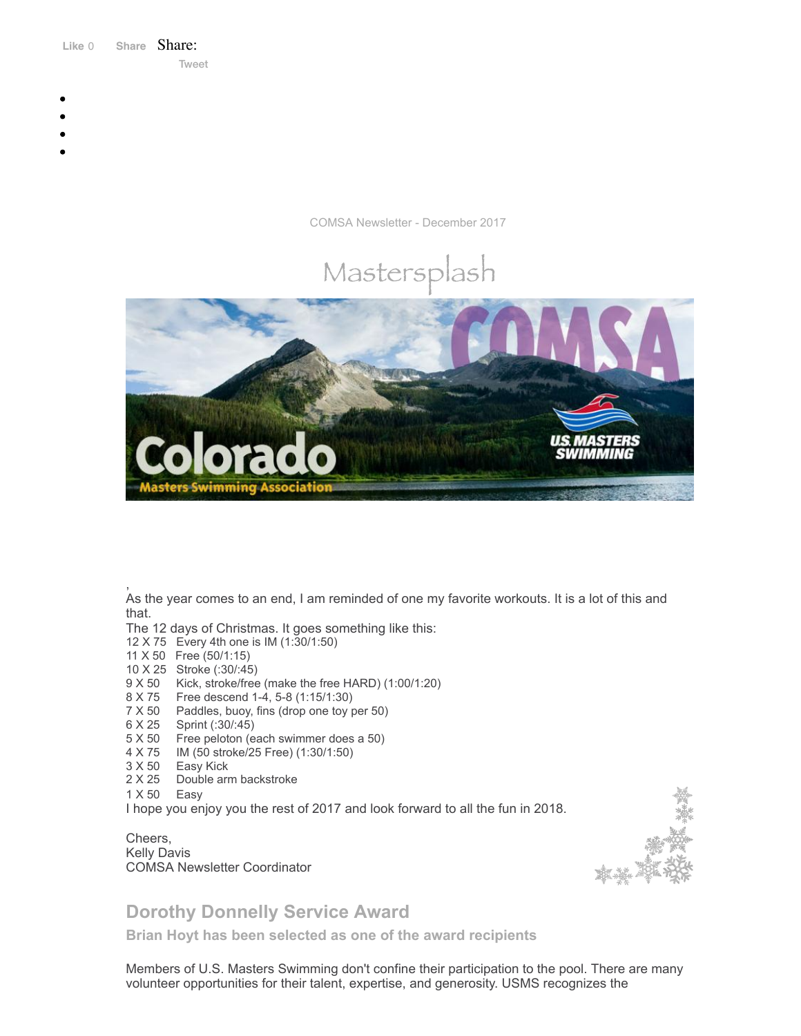Like 0 Share Share:

Tweet

COMSA Newsletter - December 2017

# Mastersplash

,

As the year comes to an end, I am reminded of one my favorite workouts. It is a lot of this and that.

The 12 days of Christmas. It goes something like this:

12 X 75 Every 4th one is IM (1:30/1:50)
11 X 50 Free (50/1:15)
10 X 25 Stroke (:30/:45)
9 X 50 Kick, stroke/free (make the free HARD) (1:00/1:20)
8 X 75 Free descend 1-4, 5-8 (1:15/1:30)
7 X 50 Paddles, buoy, fins (drop one toy per 50)
6 X 25 Sprint (:30/:45)
5 X 50 Free peloton (each swimmer does a 50)
4 X 75 IM (50 stroke/25 Free) (1:30/1:50)
3 X 50 Easy Kick
2 X 25 Double arm backstroke
1 X 50 Easy

I hope you enjoy you the rest of 2017 and look forward to all the fun in 2018.

Cheers,
Kelly Davis
COMSA Newsletter Coordinator

## Dorothy Donnelly Service Award

### Brian Hoyt has been selected as one of the award recipients

Members of U.S. Masters Swimming don't confine their participation to the pool. There are many volunteer opportunities for their talent, expertise, and generosity. USMS recognizes the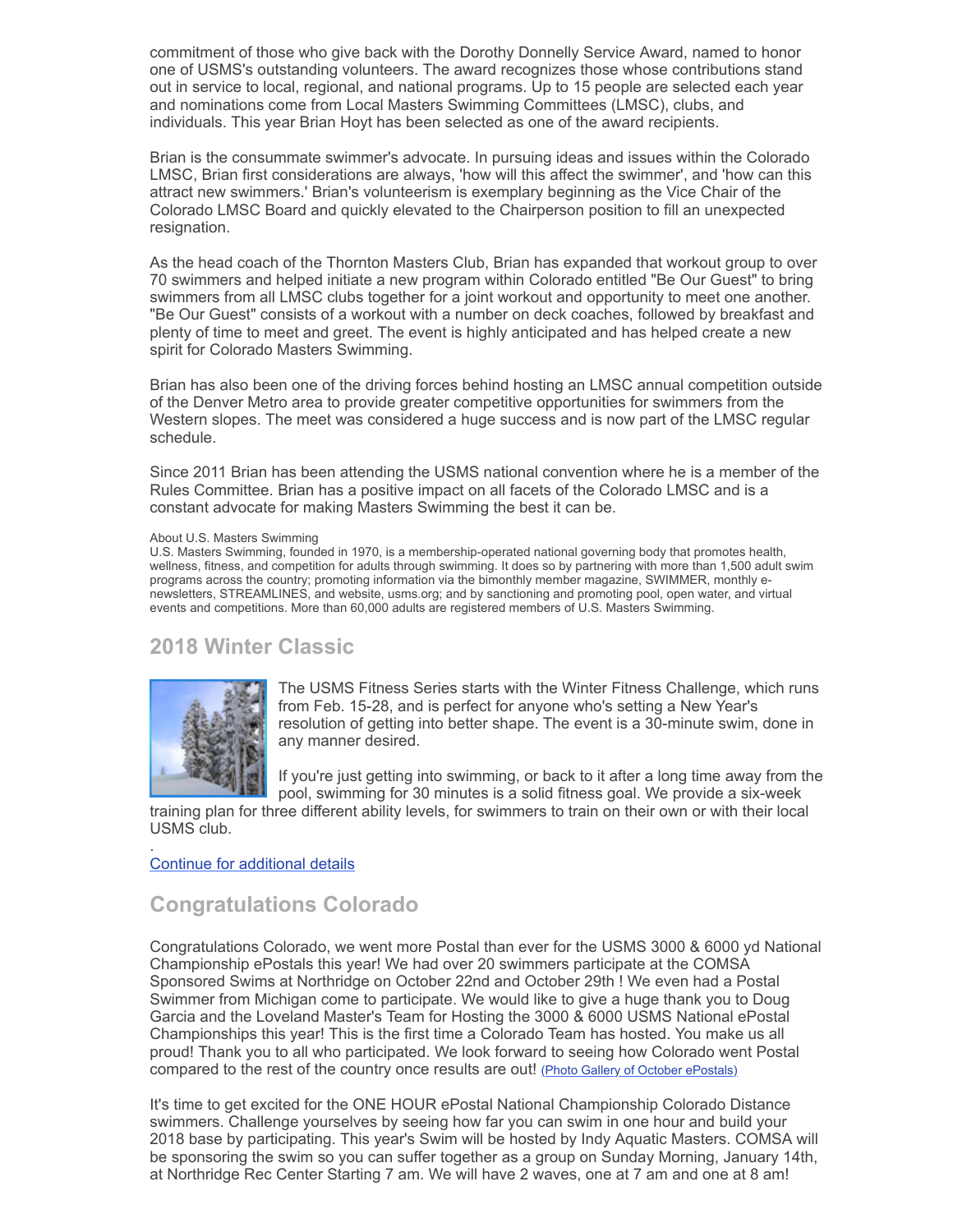commitment of those who give back with the Dorothy Donnelly Service Award, named to honor one of USMS's outstanding volunteers. The award recognizes those whose contributions stand out in service to local, regional, and national programs. Up to 15 people are selected each year and nominations come from Local Masters Swimming Committees (LMSC), clubs, and individuals. This year Brian Hoyt has been selected as one of the award recipients.

Brian is the consummate swimmer's advocate. In pursuing ideas and issues within the Colorado LMSC, Brian first considerations are always, 'how will this affect the swimmer', and 'how can this attract new swimmers.' Brian's volunteerism is exemplary beginning as the Vice Chair of the Colorado LMSC Board and quickly elevated to the Chairperson position to fill an unexpected resignation.

As the head coach of the Thornton Masters Club, Brian has expanded that workout group to over 70 swimmers and helped initiate a new program within Colorado entitled "Be Our Guest" to bring swimmers from all LMSC clubs together for a joint workout and opportunity to meet one another. "Be Our Guest" consists of a workout with a number on deck coaches, followed by breakfast and plenty of time to meet and greet. The event is highly anticipated and has helped create a new spirit for Colorado Masters Swimming.

Brian has also been one of the driving forces behind hosting an LMSC annual competition outside of the Denver Metro area to provide greater competitive opportunities for swimmers from the Western slopes. The meet was considered a huge success and is now part of the LMSC regular schedule.

Since 2011 Brian has been attending the USMS national convention where he is a member of the Rules Committee. Brian has a positive impact on all facets of the Colorado LMSC and is a constant advocate for making Masters Swimming the best it can be.

About U.S. Masters Swimming
U.S. Masters Swimming, founded in 1970, is a membership-operated national governing body that promotes health, wellness, fitness, and competition for adults through swimming. It does so by partnering with more than 1,500 adult swim programs across the country; promoting information via the bimonthly member magazine, SWIMMER, monthly e-newsletters, STREAMLINES, and website, usms.org; and by sanctioning and promoting pool, open water, and virtual events and competitions. More than 60,000 adults are registered members of U.S. Masters Swimming.

## 2018 Winter Classic

The USMS Fitness Series starts with the Winter Fitness Challenge, which runs from Feb. 15-28, and is perfect for anyone who's setting a New Year's resolution of getting into better shape. The event is a 30-minute swim, done in any manner desired.

If you're just getting into swimming, or back to it after a long time away from the pool, swimming for 30 minutes is a solid fitness goal. We provide a six-week training plan for three different ability levels, for swimmers to train on their own or with their local USMS club.

.

Continue for additional details

## Congratulations Colorado

Congratulations Colorado, we went more Postal than ever for the USMS 3000 & 6000 yd National Championship ePostals this year! We had over 20 swimmers participate at the COMSA Sponsored Swims at Northridge on October 22nd and October 29th ! We even had a Postal Swimmer from Michigan come to participate. We would like to give a huge thank you to Doug Garcia and the Loveland Master's Team for Hosting the 3000 & 6000 USMS National ePostal Championships this year! This is the first time a Colorado Team has hosted. You make us all proud! Thank you to all who participated. We look forward to seeing how Colorado went Postal compared to the rest of the country once results are out! (Photo Gallery of October ePostals)

It's time to get excited for the ONE HOUR ePostal National Championship Colorado Distance swimmers. Challenge yourselves by seeing how far you can swim in one hour and build your 2018 base by participating. This year's Swim will be hosted by Indy Aquatic Masters. COMSA will be sponsoring the swim so you can suffer together as a group on Sunday Morning, January 14th, at Northridge Rec Center Starting 7 am. We will have 2 waves, one at 7 am and one at 8 am!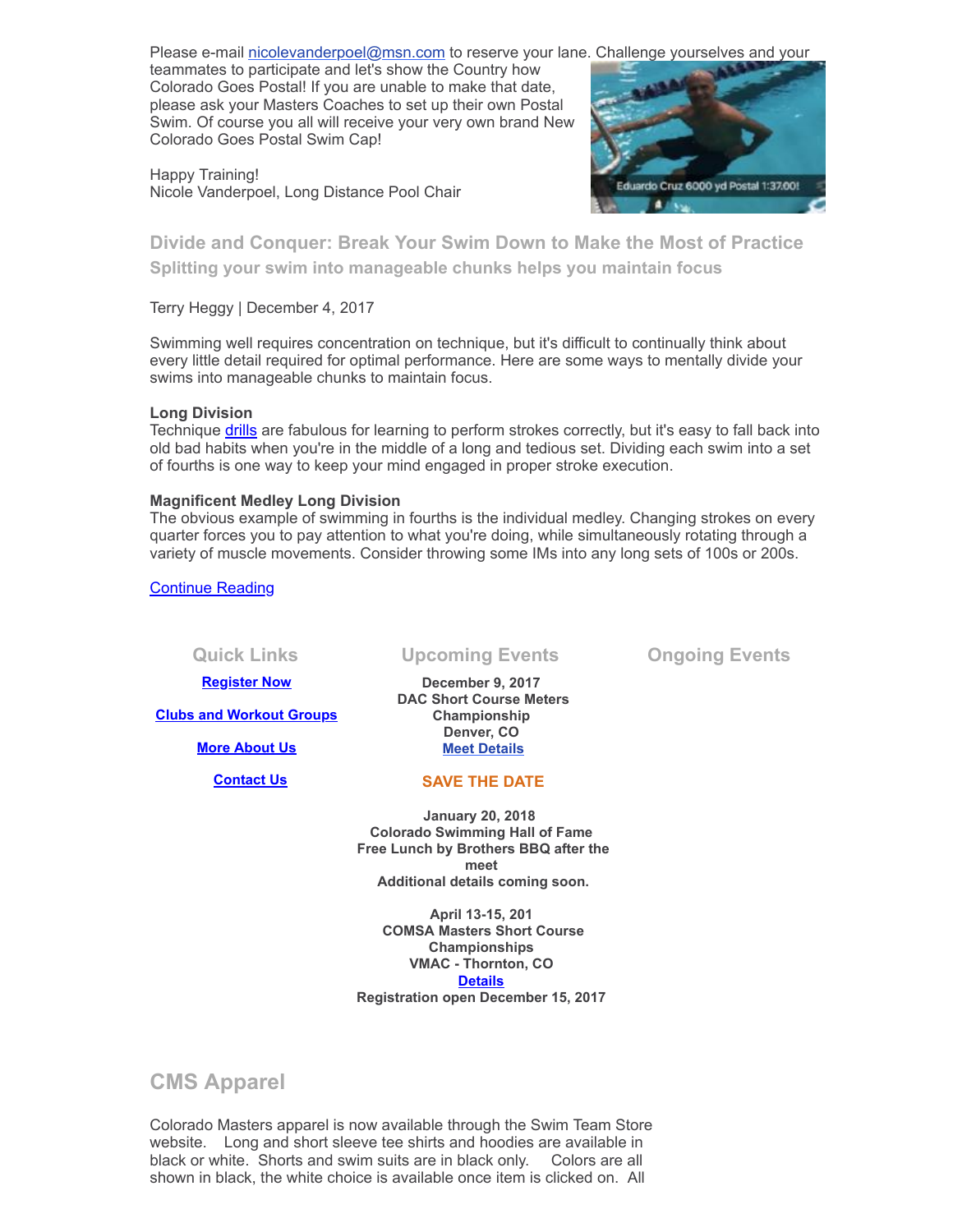Please e-mail nicolevanderpoel@msn.com to reserve your lane. Challenge yourselves and your teammates to participate and let's show the Country how Colorado Goes Postal! If you are unable to make that date, please ask your Masters Coaches to set up their own Postal Swim. Of course you all will receive your very own brand New Colorado Goes Postal Swim Cap!

Happy Training!
Nicole Vanderpoel, Long Distance Pool Chair

Eduardo Cruz 6000 yd Postal 1:37.00!

## Divide and Conquer: Break Your Swim Down to Make the Most of Practice

### Splitting your swim into manageable chunks helps you maintain focus

Terry Heggy | December 4, 2017

Swimming well requires concentration on technique, but it's difficult to continually think about every little detail required for optimal performance. Here are some ways to mentally divide your swims into manageable chunks to maintain focus.

**Long Division**
Technique drills are fabulous for learning to perform strokes correctly, but it's easy to fall back into old bad habits when you're in the middle of a long and tedious set. Dividing each swim into a set of fourths is one way to keep your mind engaged in proper stroke execution.

**Magnificent Medley Long Division**
The obvious example of swimming in fourths is the individual medley. Changing strokes on every quarter forces you to pay attention to what you're doing, while simultaneously rotating through a variety of muscle movements. Consider throwing some IMs into any long sets of 100s or 200s.

Continue Reading

## Quick Links

**Register Now**

**Clubs and Workout Groups**

**More About Us**

**Contact Us**

## Upcoming Events

**December 9, 2017**
**DAC Short Course Meters Championship**
**Denver, CO**
**Meet Details**

**SAVE THE DATE**

**January 20, 2018**
**Colorado Swimming Hall of Fame**
**Free Lunch by Brothers BBQ after the meet**
**Additional details coming soon.**

**April 13-15, 201**
**COMSA Masters Short Course Championships**
**VMAC - Thornton, CO**
**Details**
**Registration open December 15, 2017**

## Ongoing Events

## CMS Apparel

Colorado Masters apparel is now available through the Swim Team Store website. Long and short sleeve tee shirts and hoodies are available in black or white. Shorts and swim suits are in black only. Colors are all shown in black, the white choice is available once item is clicked on. All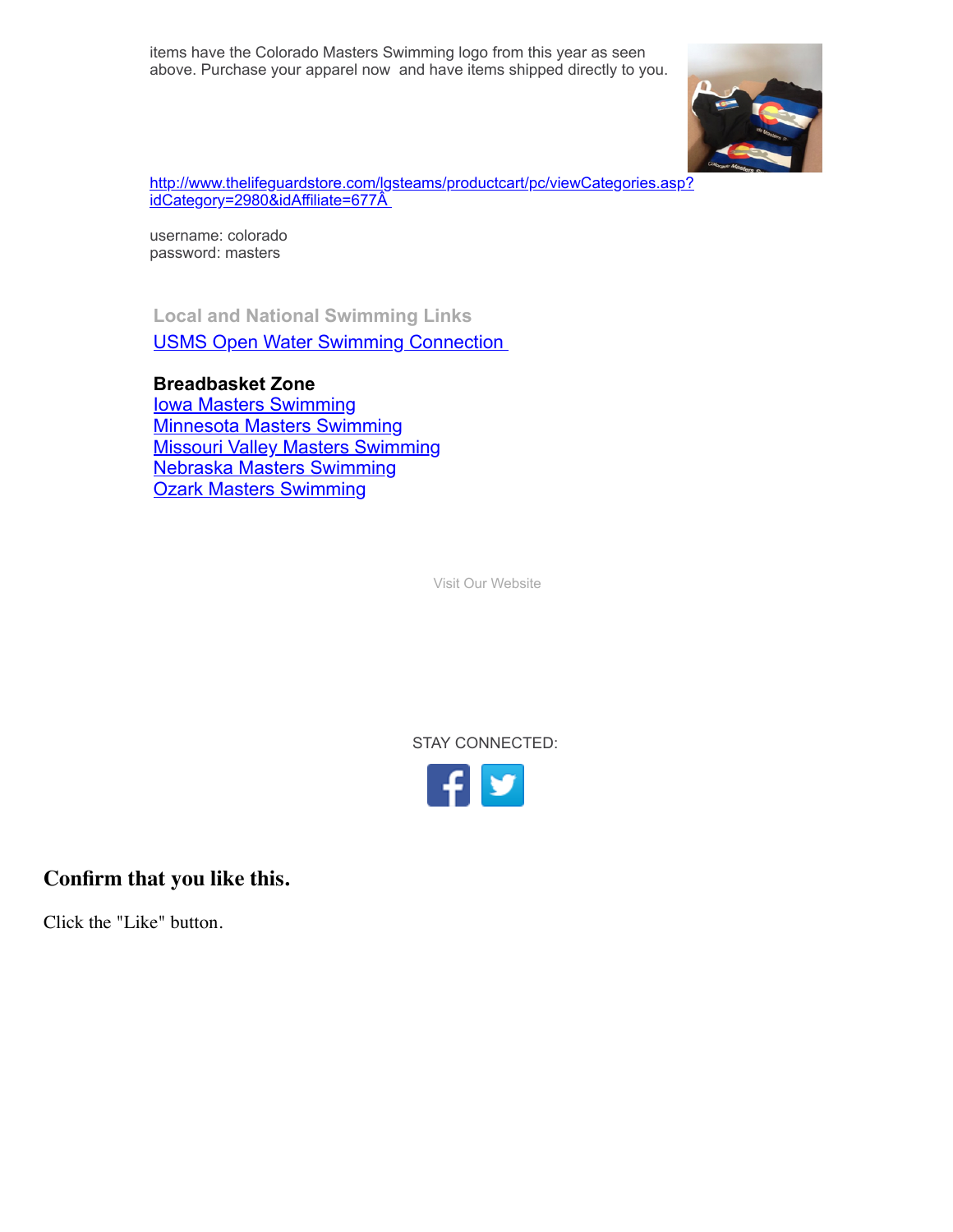items have the Colorado Masters Swimming logo from this year as seen above. Purchase your apparel now  and have items shipped directly to you.

http://www.thelifeguardstore.com/lgsteams/productcart/pc/viewCategories.asp?idCategory=2980&idAffiliate=677Â

username: colorado
password: masters

**Local and National Swimming Links**

USMS Open Water Swimming Connection

**Breadbasket Zone**

Iowa Masters Swimming
Minnesota Masters Swimming
Missouri Valley Masters Swimming
Nebraska Masters Swimming
Ozark Masters Swimming

Visit Our Website

STAY CONNECTED:

## Confirm that you like this.

Click the "Like" button.